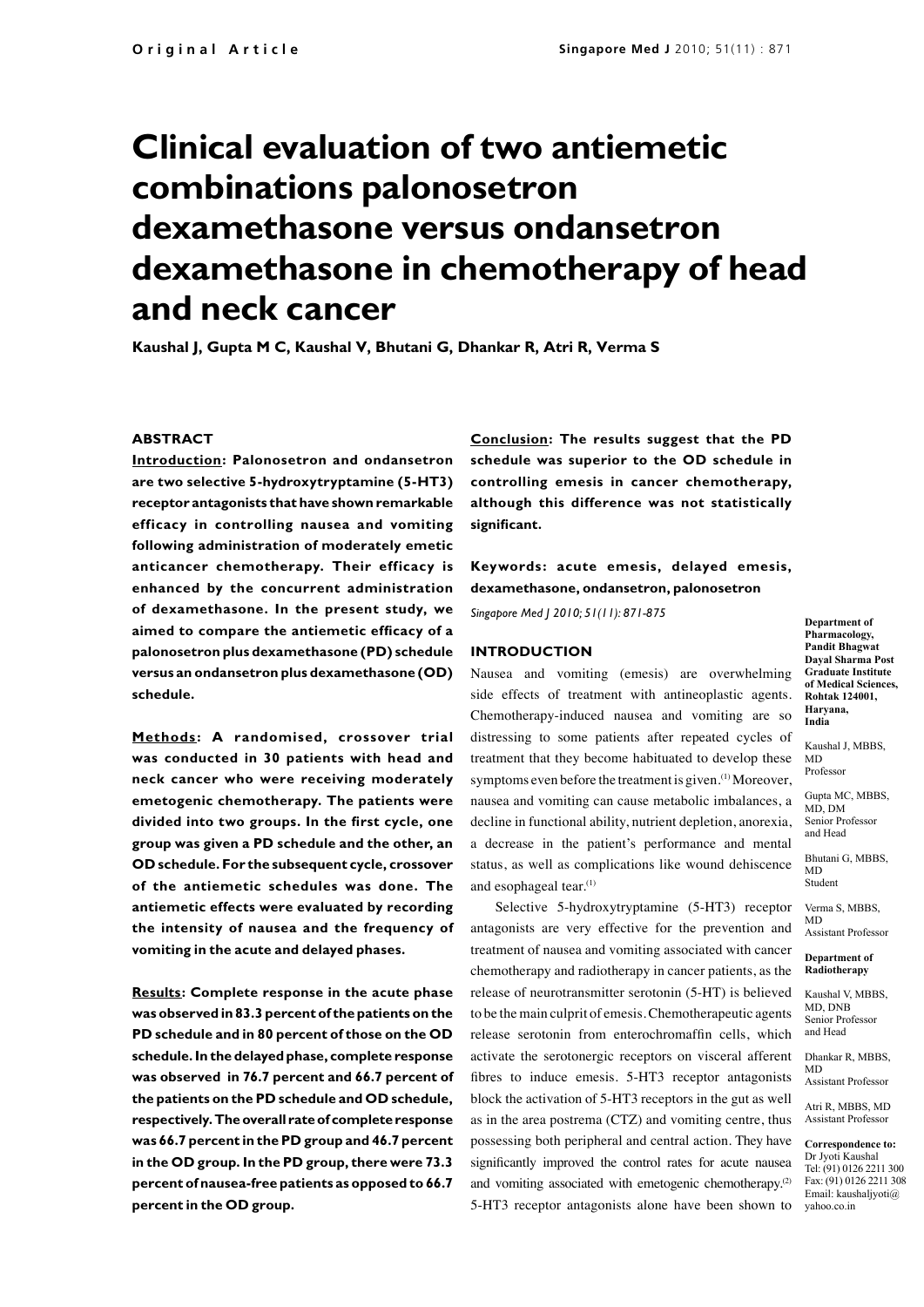# Clinical evaluation of two antiemetic combinations palonosetron dexamethasone versus ondansetron dexamethasone in chemotherapy of head and neck cancer

**Kaushal J, Gupta M C, Kaushal V, Bhutani G, Dhankar R, Atri R, Verma S**

## ABSTRACT

**Introduction: Palonosetron and ondansetron are two selective 5-hydroxytryptamine (5-HT3) receptor antagonists that have shown remarkable efficacy in controlling nausea and vomiting following administration of moderately emetic anticancer chemotherapy. Their efficacy is enhanced by the concurrent administration of dexamethasone. In the present study, we aimed to compare the antiemetic efficacy of a palonosetron plus dexamethasone (PD) schedule versus an ondansetron plus dexamethasone (OD) schedule.**

**Methods: A randomised, crossover trial was conducted in 30 patients with head and neck cancer who were receiving moderately emetogenic chemotherapy. The patients were divided into two groups. In the first cycle, one group was given a PD schedule and the other, an OD schedule. For the subsequent cycle, crossover of the antiemetic schedules was done. The antiemetic effects were evaluated by recording the intensity of nausea and the frequency of vomiting in the acute and delayed phases.**

**Results: Complete response in the acute phase was observed in 83.3 percent of the patients on the PD schedule and in 80 percent of those on the OD schedule. In the delayed phase, complete response was observed in 76.7 percent and 66.7 percent of the patients on the PD schedule and OD schedule, respectively. The overall rate of complete response was 66.7 percent in the PD group and 46.7 percent in the OD group. In the PD group, there were 73.3 percent of nausea-free patients as opposed to 66.7 percent in the OD group.**

**Conclusion: The results suggest that the PD schedule was superior to the OD schedule in controlling emesis in cancer chemotherapy, although this difference was not statistically significant.**

**Keywords: acute emesis, delayed emesis, dexamethasone, ondansetron, palonosetron**

*Singapore Med J 2010; 51(11): 871-875*

## INTRODUCTION

Nausea and vomiting (emesis) are overwhelming side effects of treatment with antineoplastic agents. Chemotherapy-induced nausea and vomiting are so distressing to some patients after repeated cycles of treatment that they become habituated to develop these symptoms even before the treatment is given.[1] Moreover, nausea and vomiting can cause metabolic imbalances, a decline in functional ability, nutrient depletion, anorexia, a decrease in the patient's performance and mental status, as well as complications like wound dehiscence and esophageal tear.[1]

Selective 5-hydroxytryptamine (5-HT3) receptor antagonists are very effective for the prevention and treatment of nausea and vomiting associated with cancer chemotherapy and radiotherapy in cancer patients, as the release of neurotransmitter serotonin (5-HT) is believed to be the main culprit of emesis. Chemotherapeutic agents release serotonin from enterochromaffin cells, which activate the serotonergic receptors on visceral afferent fibres to induce emesis. 5-HT3 receptor antagonists block the activation of 5-HT3 receptors in the gut as well as in the area postrema (CTZ) and vomiting centre, thus possessing both peripheral and central action. They have significantly improved the control rates for acute nausea and vomiting associated with emetogenic chemotherapy.[2] 5-HT3 receptor antagonists alone have been shown to

**Department of Pharmacology, Pandit Bhagwat Dayal Sharma Post Graduate Institute of Medical Sciences, Rohtak 124001, Haryana, India**

Kaushal J, MBBS, MD
Professor

Gupta MC, MBBS, MD, DM
Senior Professor and Head

Bhutani G, MBBS, MD
Student

Verma S, MBBS, MD
Assistant Professor

**Department of Radiotherapy**

Kaushal V, MBBS, MD, DNB
Senior Professor and Head

Dhankar R, MBBS, MD
Assistant Professor

Atri R, MBBS, MD
Assistant Professor

**Correspondence to:** Dr Jyoti Kaushal
Tel: (91) 0126 2211 300
Fax: (91) 0126 2211 308
Email: kaushaljyoti@yahoo.co.in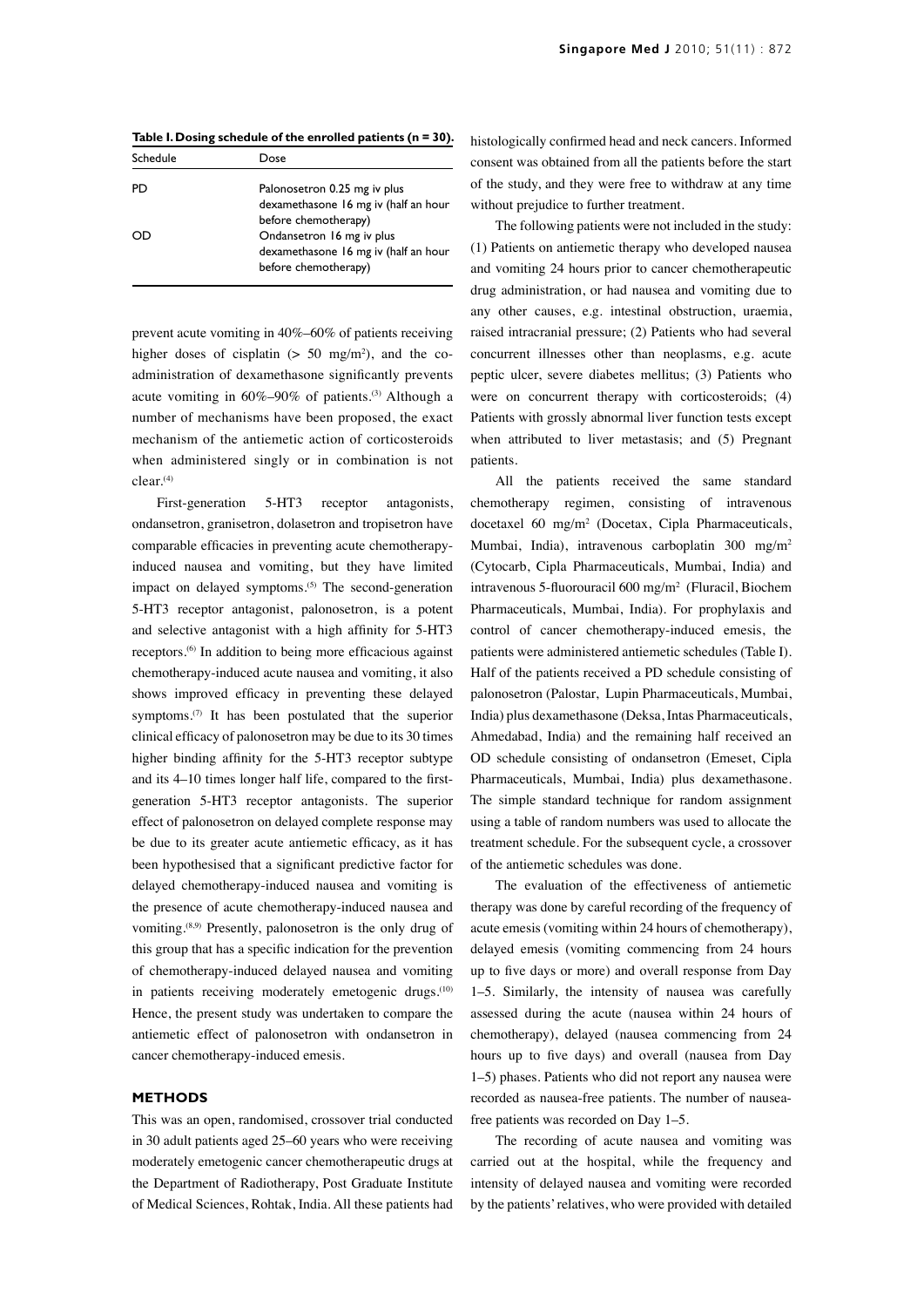**Table I. Dosing schedule of the enrolled patients (n = 30).**

| Schedule | Dose |
|---|---|
| PD | Palonosetron 0.25 mg iv plus dexamethasone 16 mg iv (half an hour before chemotherapy) |
| OD | Ondansetron 16 mg iv plus dexamethasone 16 mg iv (half an hour before chemotherapy) |

prevent acute vomiting in 40%–60% of patients receiving higher doses of cisplatin (> 50 mg/m$^2$), and the co-administration of dexamethasone significantly prevents acute vomiting in 60%–90% of patients.[3] Although a number of mechanisms have been proposed, the exact mechanism of the antiemetic action of corticosteroids when administered singly or in combination is not clear.[4]

First-generation 5-HT3 receptor antagonists, ondansetron, granisetron, dolasetron and tropisetron have comparable efficacies in preventing acute chemotherapy-induced nausea and vomiting, but they have limited impact on delayed symptoms.[5] The second-generation 5-HT3 receptor antagonist, palonosetron, is a potent and selective antagonist with a high affinity for 5-HT3 receptors.[6] In addition to being more efficacious against chemotherapy-induced acute nausea and vomiting, it also shows improved efficacy in preventing these delayed symptoms.[7] It has been postulated that the superior clinical efficacy of palonosetron may be due to its 30 times higher binding affinity for the 5-HT3 receptor subtype and its 4–10 times longer half life, compared to the first-generation 5-HT3 receptor antagonists. The superior effect of palonosetron on delayed complete response may be due to its greater acute antiemetic efficacy, as it has been hypothesised that a significant predictive factor for delayed chemotherapy-induced nausea and vomiting is the presence of acute chemotherapy-induced nausea and vomiting.[8,9] Presently, palonosetron is the only drug of this group that has a specific indication for the prevention of chemotherapy-induced delayed nausea and vomiting in patients receiving moderately emetogenic drugs.[10] Hence, the present study was undertaken to compare the antiemetic effect of palonosetron with ondansetron in cancer chemotherapy-induced emesis.

## METHODS

This was an open, randomised, crossover trial conducted in 30 adult patients aged 25–60 years who were receiving moderately emetogenic cancer chemotherapeutic drugs at the Department of Radiotherapy, Post Graduate Institute of Medical Sciences, Rohtak, India. All these patients had histologically confirmed head and neck cancers. Informed consent was obtained from all the patients before the start of the study, and they were free to withdraw at any time without prejudice to further treatment.

The following patients were not included in the study: (1) Patients on antiemetic therapy who developed nausea and vomiting 24 hours prior to cancer chemotherapeutic drug administration, or had nausea and vomiting due to any other causes, e.g. intestinal obstruction, uraemia, raised intracranial pressure; (2) Patients who had several concurrent illnesses other than neoplasms, e.g. acute peptic ulcer, severe diabetes mellitus; (3) Patients who were on concurrent therapy with corticosteroids; (4) Patients with grossly abnormal liver function tests except when attributed to liver metastasis; and (5) Pregnant patients.

All the patients received the same standard chemotherapy regimen, consisting of intravenous docetaxel 60 mg/m$^2$ (Docetax, Cipla Pharmaceuticals, Mumbai, India), intravenous carboplatin 300 mg/m$^2$ (Cytocarb, Cipla Pharmaceuticals, Mumbai, India) and intravenous 5-fluorouracil 600 mg/m$^2$ (Fluracil, Biochem Pharmaceuticals, Mumbai, India). For prophylaxis and control of cancer chemotherapy-induced emesis, the patients were administered antiemetic schedules (Table I). Half of the patients received a PD schedule consisting of palonosetron (Palostar, Lupin Pharmaceuticals, Mumbai, India) plus dexamethasone (Deksa, Intas Pharmaceuticals, Ahmedabad, India) and the remaining half received an OD schedule consisting of ondansetron (Emeset, Cipla Pharmaceuticals, Mumbai, India) plus dexamethasone. The simple standard technique for random assignment using a table of random numbers was used to allocate the treatment schedule. For the subsequent cycle, a crossover of the antiemetic schedules was done.

The evaluation of the effectiveness of antiemetic therapy was done by careful recording of the frequency of acute emesis (vomiting within 24 hours of chemotherapy), delayed emesis (vomiting commencing from 24 hours up to five days or more) and overall response from Day 1–5. Similarly, the intensity of nausea was carefully assessed during the acute (nausea within 24 hours of chemotherapy), delayed (nausea commencing from 24 hours up to five days) and overall (nausea from Day 1–5) phases. Patients who did not report any nausea were recorded as nausea-free patients. The number of nausea-free patients was recorded on Day 1–5.

The recording of acute nausea and vomiting was carried out at the hospital, while the frequency and intensity of delayed nausea and vomiting were recorded by the patients' relatives, who were provided with detailed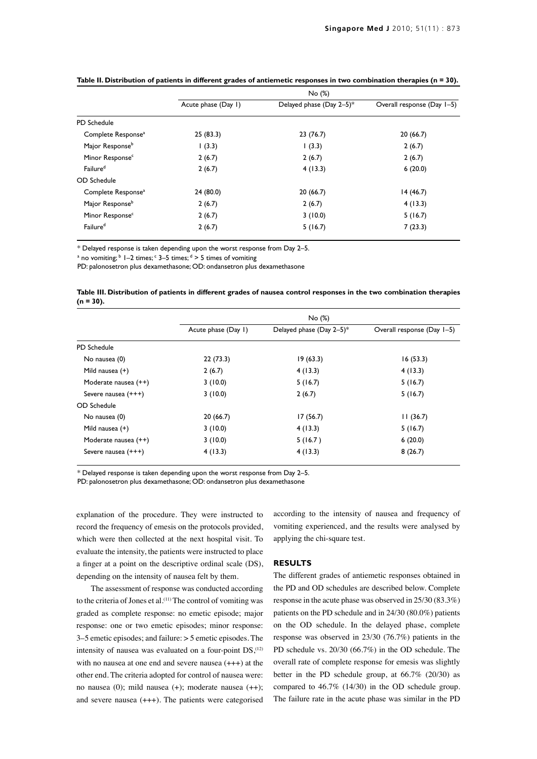**Table II. Distribution of patients in different grades of antiemetic responses in two combination therapies (n = 30).**

| | No (%) | | |
|---|---|---|---|
| | Acute phase (Day 1) | Delayed phase (Day 2–5)* | Overall response (Day 1–5) |
| PD Schedule | | | |
| Complete Response[a] | 25 (83.3) | 23 (76.7) | 20 (66.7) |
| Major Response[b] | 1 (3.3) | 1 (3.3) | 2 (6.7) |
| Minor Response[c] | 2 (6.7) | 2 (6.7) | 2 (6.7) |
| Failure[d] | 2 (6.7) | 4 (13.3) | 6 (20.0) |
| OD Schedule | | | |
| Complete Response[a] | 24 (80.0) | 20 (66.7) | 14 (46.7) |
| Major Response[b] | 2 (6.7) | 2 (6.7) | 4 (13.3) |
| Minor Response[c] | 2 (6.7) | 3 (10.0) | 5 (16.7) |
| Failure[d] | 2 (6.7) | 5 (16.7) | 7 (23.3) |

* Delayed response is taken depending upon the worst response from Day 2–5.

[a] no vomiting; [b] 1–2 times; [c] 3–5 times; [d] > 5 times of vomiting

PD: palonosetron plus dexamethasone; OD: ondansetron plus dexamethasone

**Table III. Distribution of patients in different grades of nausea control responses in the two combination therapies (n = 30).**

| | No (%) | | |
|---|---|---|---|
| | Acute phase (Day 1) | Delayed phase (Day 2–5)* | Overall response (Day 1–5) |
| PD Schedule | | | |
| No nausea (0) | 22 (73.3) | 19 (63.3) | 16 (53.3) |
| Mild nausea (+) | 2 (6.7) | 4 (13.3) | 4 (13.3) |
| Moderate nausea (++) | 3 (10.0) | 5 (16.7) | 5 (16.7) |
| Severe nausea (+++) | 3 (10.0) | 2 (6.7) | 5 (16.7) |
| OD Schedule | | | |
| No nausea (0) | 20 (66.7) | 17 (56.7) | 11 (36.7) |
| Mild nausea (+) | 3 (10.0) | 4 (13.3) | 5 (16.7) |
| Moderate nausea (++) | 3 (10.0) | 5 (16.7 ) | 6 (20.0) |
| Severe nausea (+++) | 4 (13.3) | 4 (13.3) | 8 (26.7) |

* Delayed response is taken depending upon the worst response from Day 2–5.

PD: palonosetron plus dexamethasone; OD: ondansetron plus dexamethasone

explanation of the procedure. They were instructed to record the frequency of emesis on the protocols provided, which were then collected at the next hospital visit. To evaluate the intensity, the patients were instructed to place a finger at a point on the descriptive ordinal scale (DS), depending on the intensity of nausea felt by them.

The assessment of response was conducted according to the criteria of Jones et al.[11] The control of vomiting was graded as complete response: no emetic episode; major response: one or two emetic episodes; minor response: 3–5 emetic episodes; and failure: > 5 emetic episodes. The intensity of nausea was evaluated on a four-point DS,[12] with no nausea at one end and severe nausea (+++) at the other end. The criteria adopted for control of nausea were: no nausea (0); mild nausea (+); moderate nausea (++); and severe nausea (+++). The patients were categorised according to the intensity of nausea and frequency of vomiting experienced, and the results were analysed by applying the chi-square test.

## RESULTS

The different grades of antiemetic responses obtained in the PD and OD schedules are described below. Complete response in the acute phase was observed in 25/30 (83.3%) patients on the PD schedule and in 24/30 (80.0%) patients on the OD schedule. In the delayed phase, complete response was observed in 23/30 (76.7%) patients in the PD schedule vs. 20/30 (66.7%) in the OD schedule. The overall rate of complete response for emesis was slightly better in the PD schedule group, at 66.7% (20/30) as compared to 46.7% (14/30) in the OD schedule group. The failure rate in the acute phase was similar in the PD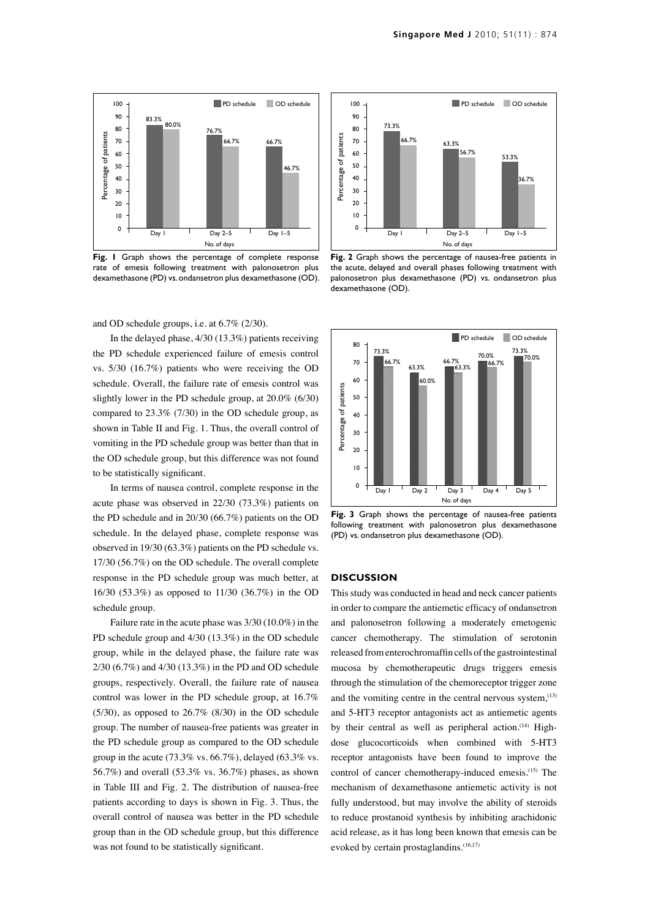100
90
80
70
60
50
40
30
20
10
0
Percentage of patients
PD schedule
OD schedule
83.3%
80.0%
76.7%
66.7%
66.7%
46.7%
Day 1
Day 2–5
Day 1–5
No. of days

**Fig. 1** Graph shows the percentage of complete response rate of emesis following treatment with palonosetron plus dexamethasone (PD) vs. ondansetron plus dexamethasone (OD).

100
90
80
70
60
50
40
30
20
10
0
Percentage of patients
PD schedule
OD schedule
73.3%
66.7%
63.3%
56.7%
53.3%
36.7%
Day 1
Day 2–5
Day 1–5
No. of days

**Fig. 2** Graph shows the percentage of nausea-free patients in the acute, delayed and overall phases following treatment with palonosetron plus dexamethasone (PD) vs. ondansetron plus dexamethasone (OD).

and OD schedule groups, i.e. at 6.7% (2/30).

In the delayed phase, 4/30 (13.3%) patients receiving the PD schedule experienced failure of emesis control vs. 5/30 (16.7%) patients who were receiving the OD schedule. Overall, the failure rate of emesis control was slightly lower in the PD schedule group, at 20.0% (6/30) compared to 23.3% (7/30) in the OD schedule group, as shown in Table II and Fig. 1. Thus, the overall control of vomiting in the PD schedule group was better than that in the OD schedule group, but this difference was not found to be statistically significant.

In terms of nausea control, complete response in the acute phase was observed in 22/30 (73.3%) patients on the PD schedule and in 20/30 (66.7%) patients on the OD schedule. In the delayed phase, complete response was observed in 19/30 (63.3%) patients on the PD schedule vs. 17/30 (56.7%) on the OD schedule. The overall complete response in the PD schedule group was much better, at 16/30 (53.3%) as opposed to 11/30 (36.7%) in the OD schedule group.

Failure rate in the acute phase was 3/30 (10.0%) in the PD schedule group and 4/30 (13.3%) in the OD schedule group, while in the delayed phase, the failure rate was 2/30 (6.7%) and 4/30 (13.3%) in the PD and OD schedule groups, respectively. Overall, the failure rate of nausea control was lower in the PD schedule group, at 16.7% (5/30), as opposed to 26.7% (8/30) in the OD schedule group. The number of nausea-free patients was greater in the PD schedule group as compared to the OD schedule group in the acute (73.3% vs. 66.7%), delayed (63.3% vs. 56.7%) and overall (53.3% vs. 36.7%) phases, as shown in Table III and Fig. 2. The distribution of nausea-free patients according to days is shown in Fig. 3. Thus, the overall control of nausea was better in the PD schedule group than in the OD schedule group, but this difference was not found to be statistically significant.

80
70
60
50
40
30
20
10
0
Percentage of patients
PD schedule
OD schedule
73.3%
66.7%
63.3%
60.0%
66.7%
63.3%
70.0%
66.7%
73.3%
70.0%
Day 1
Day 2
Day 3
Day 4
Day 5
No. of days

**Fig. 3** Graph shows the percentage of nausea-free patients following treatment with palonosetron plus dexamethasone (PD) vs. ondansetron plus dexamethasone (OD).

## DISCUSSION

This study was conducted in head and neck cancer patients in order to compare the antiemetic efficacy of ondansetron and palonosetron following a moderately emetogenic cancer chemotherapy. The stimulation of serotonin released from enterochromaffin cells of the gastrointestinal mucosa by chemotherapeutic drugs triggers emesis through the stimulation of the chemoreceptor trigger zone and the vomiting centre in the central nervous system,[13] and 5-HT3 receptor antagonists act as antiemetic agents by their central as well as peripheral action.[14] High-dose glucocorticoids when combined with 5-HT3 receptor antagonists have been found to improve the control of cancer chemotherapy-induced emesis.[15] The mechanism of dexamethasone antiemetic activity is not fully understood, but may involve the ability of steroids to reduce prostanoid synthesis by inhibiting arachidonic acid release, as it has long been known that emesis can be evoked by certain prostaglandins.[16,17]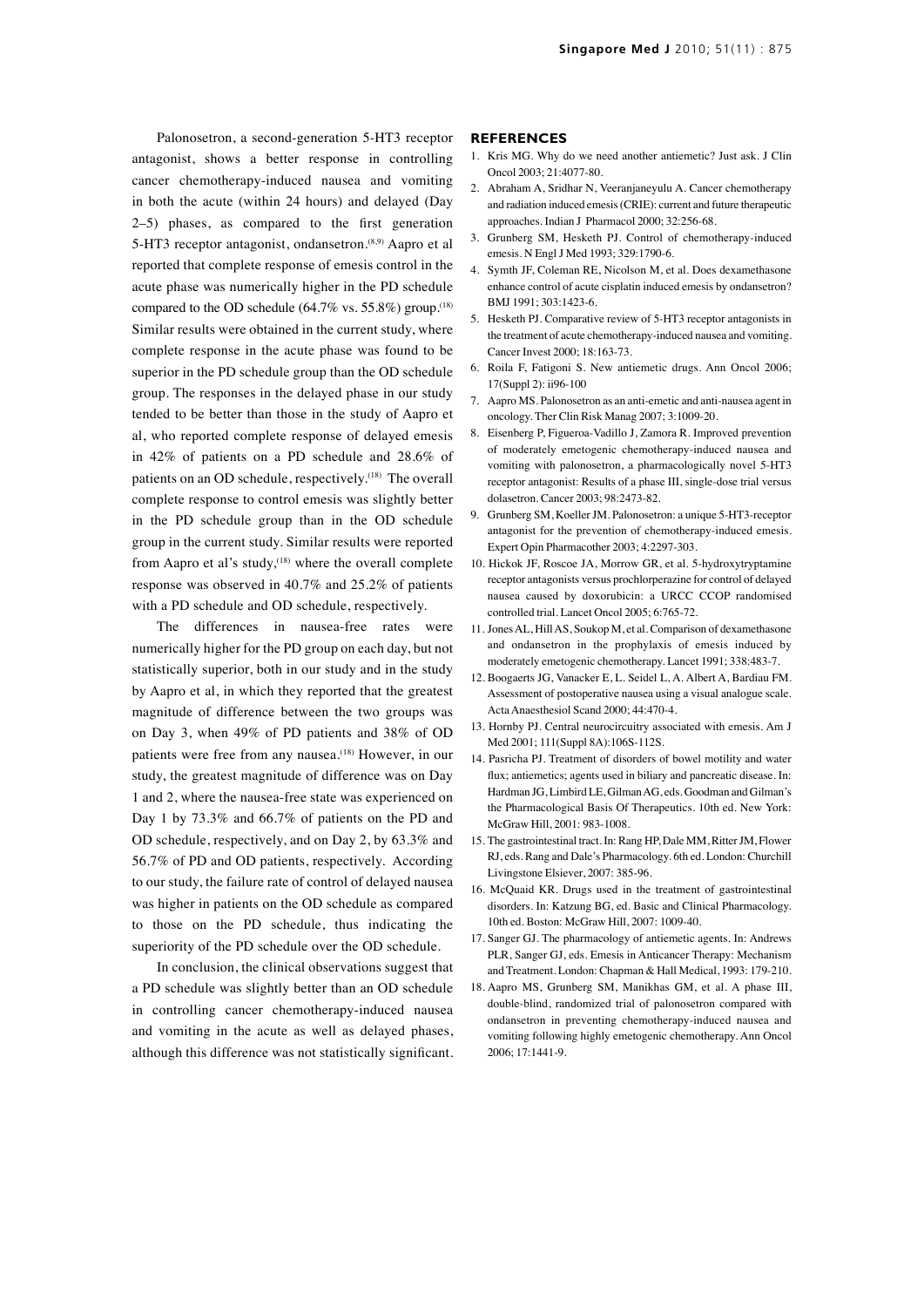Palonosetron, a second-generation 5-HT3 receptor antagonist, shows a better response in controlling cancer chemotherapy-induced nausea and vomiting in both the acute (within 24 hours) and delayed (Day 2–5) phases, as compared to the first generation 5-HT3 receptor antagonist, ondansetron.[8,9] Aapro et al reported that complete response of emesis control in the acute phase was numerically higher in the PD schedule compared to the OD schedule (64.7% vs. 55.8%) group.[18] Similar results were obtained in the current study, where complete response in the acute phase was found to be superior in the PD schedule group than the OD schedule group. The responses in the delayed phase in our study tended to be better than those in the study of Aapro et al, who reported complete response of delayed emesis in 42% of patients on a PD schedule and 28.6% of patients on an OD schedule, respectively.[18] The overall complete response to control emesis was slightly better in the PD schedule group than in the OD schedule group in the current study. Similar results were reported from Aapro et al's study,[18] where the overall complete response was observed in 40.7% and 25.2% of patients with a PD schedule and OD schedule, respectively.

The differences in nausea-free rates were numerically higher for the PD group on each day, but not statistically superior, both in our study and in the study by Aapro et al, in which they reported that the greatest magnitude of difference between the two groups was on Day 3, when 49% of PD patients and 38% of OD patients were free from any nausea.[18] However, in our study, the greatest magnitude of difference was on Day 1 and 2, where the nausea-free state was experienced on Day 1 by 73.3% and 66.7% of patients on the PD and OD schedule, respectively, and on Day 2, by 63.3% and 56.7% of PD and OD patients, respectively. According to our study, the failure rate of control of delayed nausea was higher in patients on the OD schedule as compared to those on the PD schedule, thus indicating the superiority of the PD schedule over the OD schedule.

In conclusion, the clinical observations suggest that a PD schedule was slightly better than an OD schedule in controlling cancer chemotherapy-induced nausea and vomiting in the acute as well as delayed phases, although this difference was not statistically significant.

## REFERENCES

1. Kris MG. Why do we need another antiemetic? Just ask. J Clin Oncol 2003; 21:4077-80.
2. Abraham A, Sridhar N, Veeranjaneyulu A. Cancer chemotherapy and radiation induced emesis (CRIE): current and future therapeutic approaches. Indian J Pharmacol 2000; 32:256-68.
3. Grunberg SM, Hesketh PJ. Control of chemotherapy-induced emesis. N Engl J Med 1993; 329:1790-6.
4. Symth JF, Coleman RE, Nicolson M, et al. Does dexamethasone enhance control of acute cisplatin induced emesis by ondansetron? BMJ 1991; 303:1423-6.
5. Hesketh PJ. Comparative review of 5-HT3 receptor antagonists in the treatment of acute chemotherapy-induced nausea and vomiting. Cancer Invest 2000; 18:163-73.
6. Roila F, Fatigoni S. New antiemetic drugs. Ann Oncol 2006; 17(Suppl 2): ii96-100
7. Aapro MS. Palonosetron as an anti-emetic and anti-nausea agent in oncology. Ther Clin Risk Manag 2007; 3:1009-20.
8. Eisenberg P, Figueroa-Vadillo J, Zamora R. Improved prevention of moderately emetogenic chemotherapy-induced nausea and vomiting with palonosetron, a pharmacologically novel 5-HT3 receptor antagonist: Results of a phase III, single-dose trial versus dolasetron. Cancer 2003; 98:2473-82.
9. Grunberg SM, Koeller JM. Palonosetron: a unique 5-HT3-receptor antagonist for the prevention of chemotherapy-induced emesis. Expert Opin Pharmacother 2003; 4:2297-303.
10. Hickok JF, Roscoe JA, Morrow GR, et al. 5-hydroxytryptamine receptor antagonists versus prochlorperazine for control of delayed nausea caused by doxorubicin: a URCC CCOP randomised controlled trial. Lancet Oncol 2005; 6:765-72.
11. Jones AL, Hill AS, Soukop M, et al. Comparison of dexamethasone and ondansetron in the prophylaxis of emesis induced by moderately emetogenic chemotherapy. Lancet 1991; 338:483-7.
12. Boogaerts JG, Vanacker E, L. Seidel L, A. Albert A, Bardiau FM. Assessment of postoperative nausea using a visual analogue scale. Acta Anaesthesiol Scand 2000; 44:470-4.
13. Hornby PJ. Central neurocircuitry associated with emesis. Am J Med 2001; 111(Suppl 8A):106S-112S.
14. Pasricha PJ. Treatment of disorders of bowel motility and water flux; antiemetics; agents used in biliary and pancreatic disease. In: Hardman JG, Limbird LE, Gilman AG, eds. Goodman and Gilman's the Pharmacological Basis Of Therapeutics. 10th ed. New York: McGraw Hill, 2001: 983-1008.
15. The gastrointestinal tract. In: Rang HP, Dale MM, Ritter JM, Flower RJ, eds. Rang and Dale's Pharmacology. 6th ed. London: Churchill Livingstone Elsiever, 2007: 385-96.
16. McQuaid KR. Drugs used in the treatment of gastrointestinal disorders. In: Katzung BG, ed. Basic and Clinical Pharmacology. 10th ed. Boston: McGraw Hill, 2007: 1009-40.
17. Sanger GJ. The pharmacology of antiemetic agents. In: Andrews PLR, Sanger GJ, eds. Emesis in Anticancer Therapy: Mechanism and Treatment. London: Chapman & Hall Medical, 1993: 179-210.
18. Aapro MS, Grunberg SM, Manikhas GM, et al. A phase III, double-blind, randomized trial of palonosetron compared with ondansetron in preventing chemotherapy-induced nausea and vomiting following highly emetogenic chemotherapy. Ann Oncol 2006; 17:1441-9.